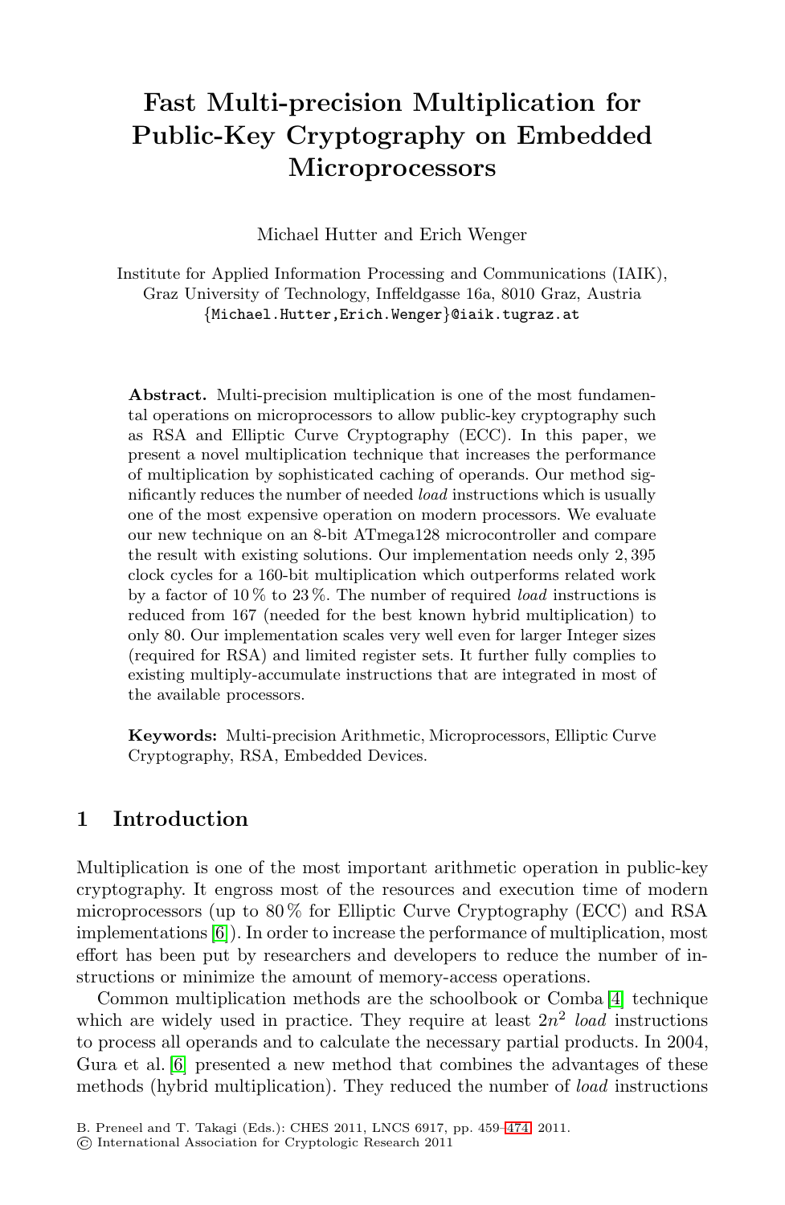# Fast Multi-precision Multiplication for Public-Key Cryptography on Embedded Microprocessors

Michael Hutter and Erich Wenger

Institute for Applied Information Processing and Communications (IAIK), Graz University of Technology, Inffeldgasse 16a, 8010 Graz, Austria
{Michael.Hutter,Erich.Wenger}@iaik.tugraz.at

**Abstract.** Multi-precision multiplication is one of the most fundamental operations on microprocessors to allow public-key cryptography such as RSA and Elliptic Curve Cryptography (ECC). In this paper, we present a novel multiplication technique that increases the performance of multiplication by sophisticated caching of operands. Our method significantly reduces the number of needed *load* instructions which is usually one of the most expensive operation on modern processors. We evaluate our new technique on an 8-bit ATmega128 microcontroller and compare the result with existing solutions. Our implementation needs only 2,395 clock cycles for a 160-bit multiplication which outperforms related work by a factor of 10 % to 23 %. The number of required *load* instructions is reduced from 167 (needed for the best known hybrid multiplication) to only 80. Our implementation scales very well even for larger Integer sizes (required for RSA) and limited register sets. It further fully complies to existing multiply-accumulate instructions that are integrated in most of the available processors.

**Keywords:** Multi-precision Arithmetic, Microprocessors, Elliptic Curve Cryptography, RSA, Embedded Devices.

## 1 Introduction

Multiplication is one of the most important arithmetic operation in public-key cryptography. It engross most of the resources and execution time of modern microprocessors (up to 80 % for Elliptic Curve Cryptography (ECC) and RSA implementations [6]). In order to increase the performance of multiplication, most effort has been put by researchers and developers to reduce the number of instructions or minimize the amount of memory-access operations.

Common multiplication methods are the schoolbook or Comba [4] technique which are widely used in practice. They require at least $2n^2$ *load* instructions to process all operands and to calculate the necessary partial products. In 2004, Gura et al. [6] presented a new method that combines the advantages of these methods (hybrid multiplication). They reduced the number of *load* instructions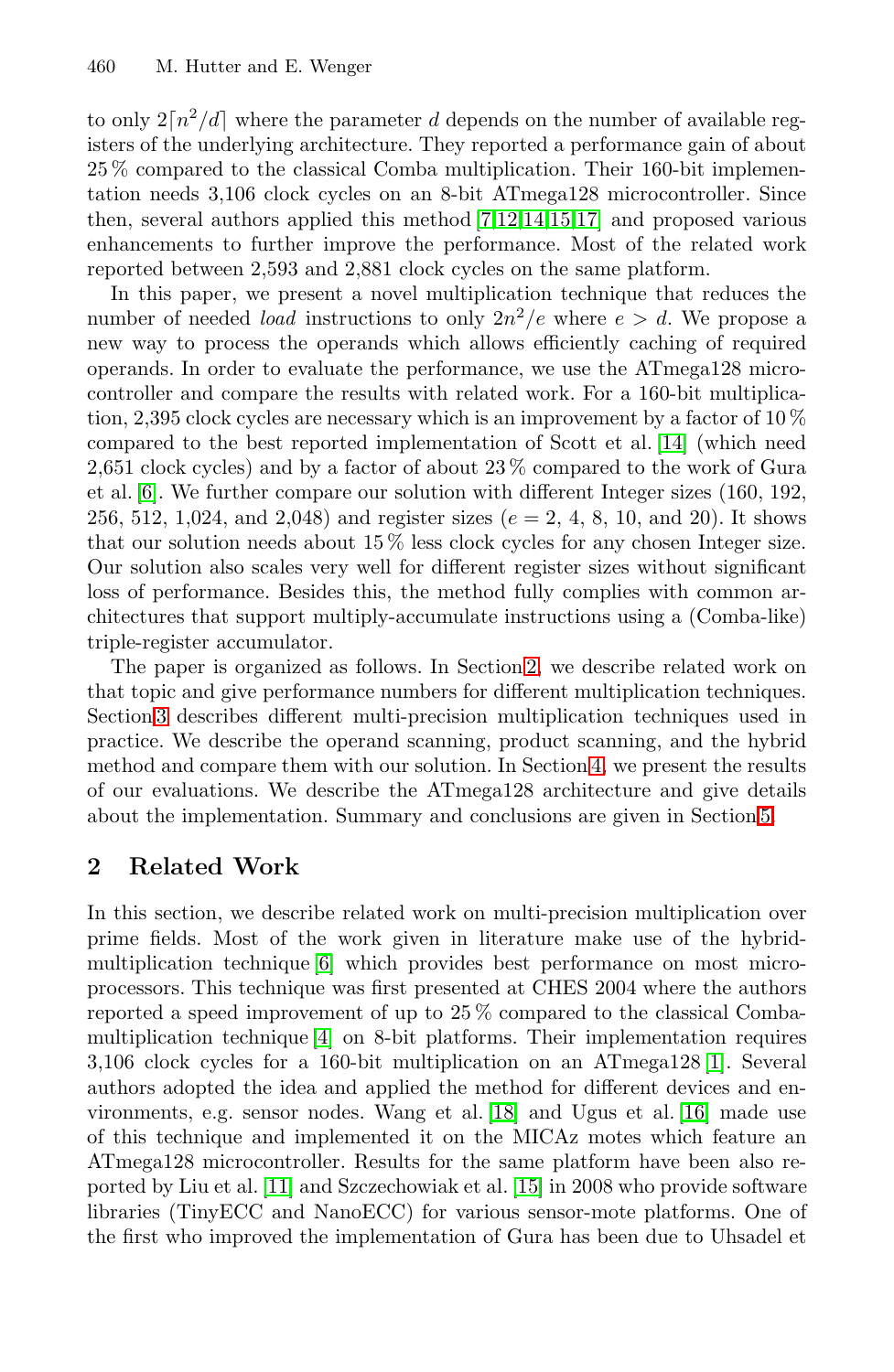to only $2\lceil n^2/d \rceil$ where the parameter $d$ depends on the number of available registers of the underlying architecture. They reported a performance gain of about 25 % compared to the classical Comba multiplication. Their 160-bit implementation needs 3,106 clock cycles on an 8-bit ATmega128 microcontroller. Since then, several authors applied this method [7,12,14,15,17] and proposed various enhancements to further improve the performance. Most of the related work reported between 2,593 and 2,881 clock cycles on the same platform.

In this paper, we present a novel multiplication technique that reduces the number of needed *load* instructions to only $2n^2/e$ where $e > d$. We propose a new way to process the operands which allows efficiently caching of required operands. In order to evaluate the performance, we use the ATmega128 microcontroller and compare the results with related work. For a 160-bit multiplication, 2,395 clock cycles are necessary which is an improvement by a factor of 10 % compared to the best reported implementation of Scott et al. [14] (which need 2,651 clock cycles) and by a factor of about 23 % compared to the work of Gura et al. [6]. We further compare our solution with different Integer sizes (160, 192, 256, 512, 1,024, and 2,048) and register sizes ($e$ = 2, 4, 8, 10, and 20). It shows that our solution needs about 15 % less clock cycles for any chosen Integer size. Our solution also scales very well for different register sizes without significant loss of performance. Besides this, the method fully complies with common architectures that support multiply-accumulate instructions using a (Comba-like) triple-register accumulator.

The paper is organized as follows. In Section 2, we describe related work on that topic and give performance numbers for different multiplication techniques. Section 3 describes different multi-precision multiplication techniques used in practice. We describe the operand scanning, product scanning, and the hybrid method and compare them with our solution. In Section 4, we present the results of our evaluations. We describe the ATmega128 architecture and give details about the implementation. Summary and conclusions are given in Section 5.

## 2 Related Work

In this section, we describe related work on multi-precision multiplication over prime fields. Most of the work given in literature make use of the hybrid-multiplication technique [6] which provides best performance on most microprocessors. This technique was first presented at CHES 2004 where the authors reported a speed improvement of up to 25 % compared to the classical Comba-multiplication technique [4] on 8-bit platforms. Their implementation requires 3,106 clock cycles for a 160-bit multiplication on an ATmega128 [1]. Several authors adopted the idea and applied the method for different devices and environments, e.g. sensor nodes. Wang et al. [18] and Ugus et al. [16] made use of this technique and implemented it on the MICAz motes which feature an ATmega128 microcontroller. Results for the same platform have been also reported by Liu et al. [11] and Szczechowiak et al. [15] in 2008 who provide software libraries (TinyECC and NanoECC) for various sensor-mote platforms. One of the first who improved the implementation of Gura has been due to Uhsadel et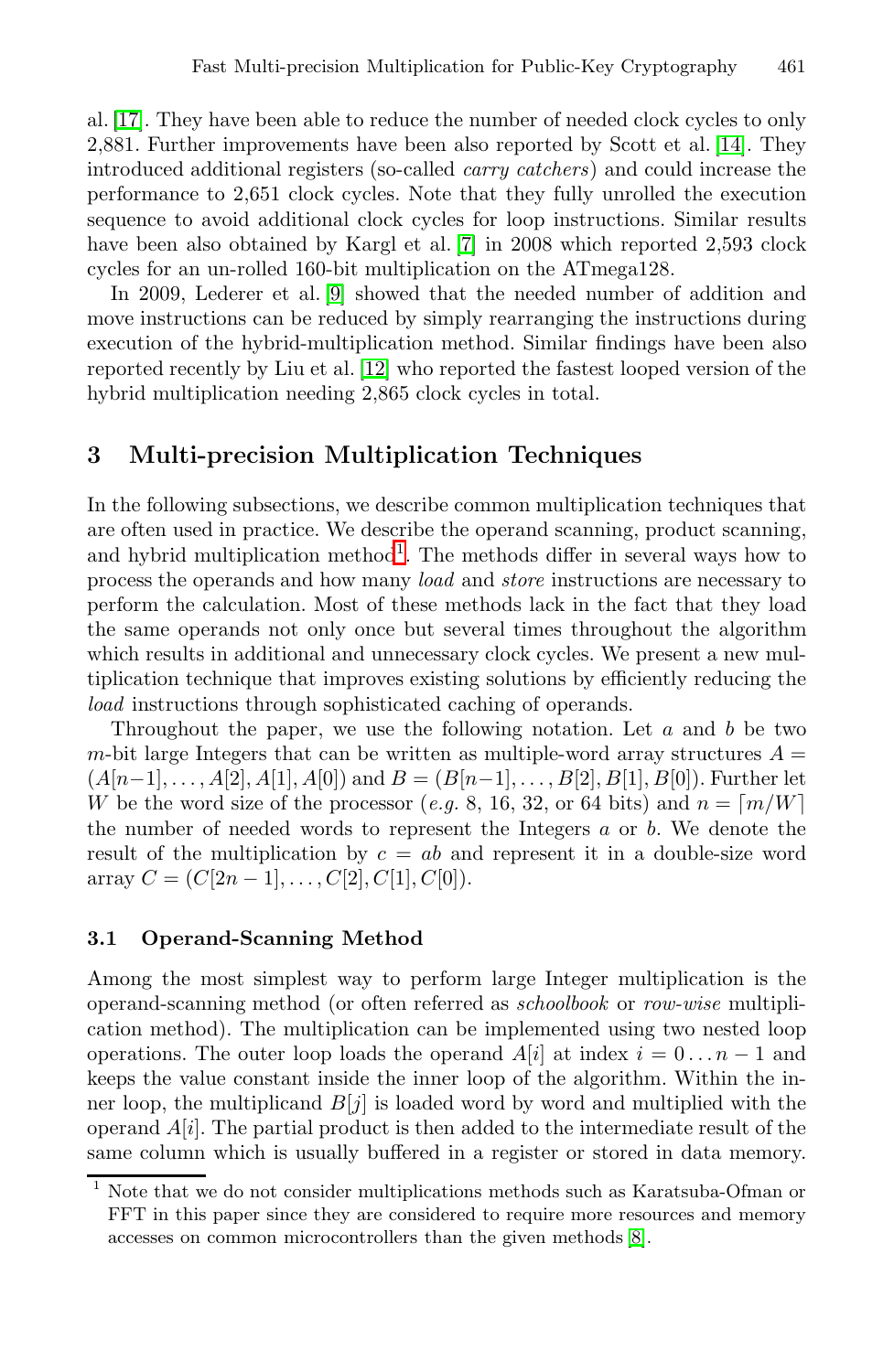al. [17]. They have been able to reduce the number of needed clock cycles to only 2,881. Further improvements have been also reported by Scott et al. [14]. They introduced additional registers (so-called *carry catchers*) and could increase the performance to 2,651 clock cycles. Note that they fully unrolled the execution sequence to avoid additional clock cycles for loop instructions. Similar results have been also obtained by Kargl et al. [7] in 2008 which reported 2,593 clock cycles for an un-rolled 160-bit multiplication on the ATmega128.

In 2009, Lederer et al. [9] showed that the needed number of addition and move instructions can be reduced by simply rearranging the instructions during execution of the hybrid-multiplication method. Similar findings have been also reported recently by Liu et al. [12] who reported the fastest looped version of the hybrid multiplication needing 2,865 clock cycles in total.

## 3 Multi-precision Multiplication Techniques

In the following subsections, we describe common multiplication techniques that are often used in practice. We describe the operand scanning, product scanning, and hybrid multiplication method[1]. The methods differ in several ways how to process the operands and how many *load* and *store* instructions are necessary to perform the calculation. Most of these methods lack in the fact that they load the same operands not only once but several times throughout the algorithm which results in additional and unnecessary clock cycles. We present a new multiplication technique that improves existing solutions by efficiently reducing the *load* instructions through sophisticated caching of operands.

Throughout the paper, we use the following notation. Let $a$ and $b$ be two $m$-bit large Integers that can be written as multiple-word array structures $A = (A[n-1], \ldots, A[2], A[1], A[0])$ and $B = (B[n-1], \ldots, B[2], B[1], B[0])$. Further let $W$ be the word size of the processor (*e.g.* 8, 16, 32, or 64 bits) and $n = \lceil m/W \rceil$ the number of needed words to represent the Integers $a$ or $b$. We denote the result of the multiplication by $c = ab$ and represent it in a double-size word array $C = (C[2n-1], \ldots, C[2], C[1], C[0])$.

### 3.1 Operand-Scanning Method

Among the most simplest way to perform large Integer multiplication is the operand-scanning method (or often referred as *schoolbook* or *row-wise* multiplication method). The multiplication can be implemented using two nested loop operations. The outer loop loads the operand $A[i]$ at index $i = 0 \ldots n-1$ and keeps the value constant inside the inner loop of the algorithm. Within the inner loop, the multiplicand $B[j]$ is loaded word by word and multiplied with the operand $A[i]$. The partial product is then added to the intermediate result of the same column which is usually buffered in a register or stored in data memory.

[1] Note that we do not consider multiplications methods such as Karatsuba-Ofman or FFT in this paper since they are considered to require more resources and memory accesses on common microcontrollers than the given methods [8].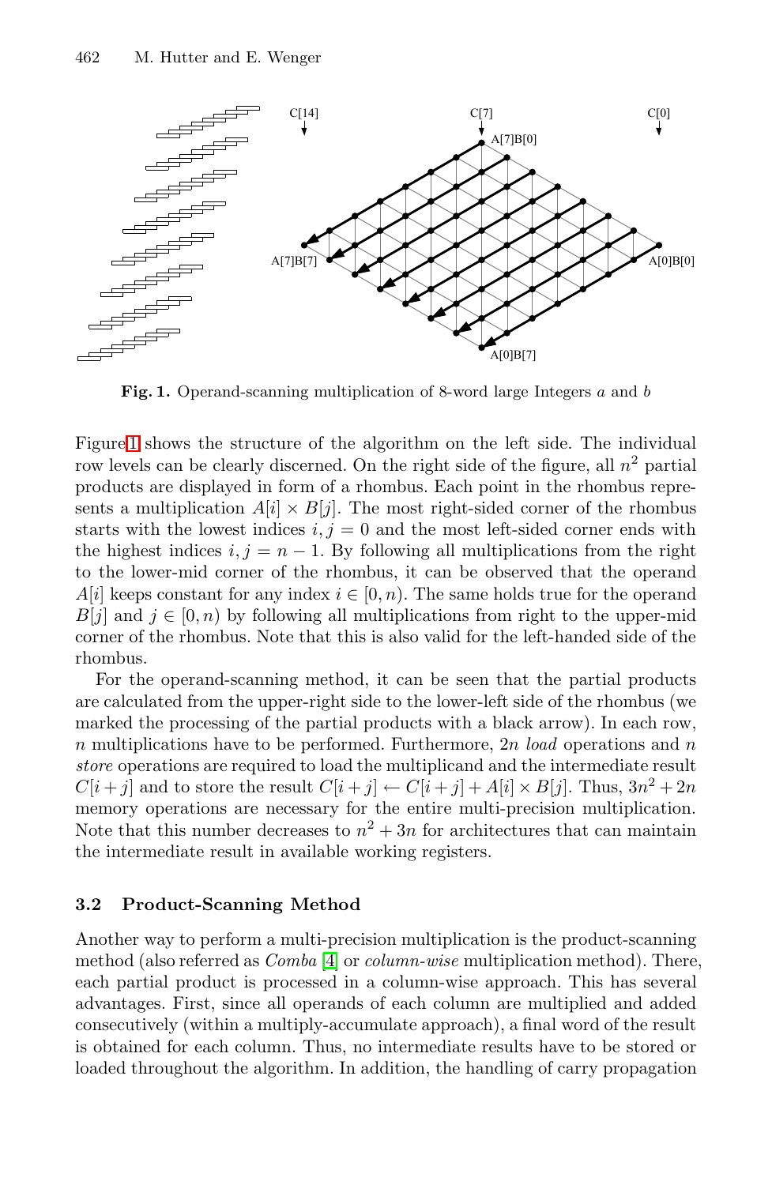**Fig. 1.** Operand-scanning multiplication of 8-word large Integers $a$ and $b$

Figure 1 shows the structure of the algorithm on the left side. The individual row levels can be clearly discerned. On the right side of the figure, all $n^2$ partial products are displayed in form of a rhombus. Each point in the rhombus represents a multiplication $A[i] \times B[j]$. The most right-sided corner of the rhombus starts with the lowest indices $i, j = 0$ and the most left-sided corner ends with the highest indices $i, j = n - 1$. By following all multiplications from the right to the lower-mid corner of the rhombus, it can be observed that the operand $A[i]$ keeps constant for any index $i \in [0, n)$. The same holds true for the operand $B[j]$ and $j \in [0, n)$ by following all multiplications from right to the upper-mid corner of the rhombus. Note that this is also valid for the left-handed side of the rhombus.

For the operand-scanning method, it can be seen that the partial products are calculated from the upper-right side to the lower-left side of the rhombus (we marked the processing of the partial products with a black arrow). In each row, $n$ multiplications have to be performed. Furthermore, $2n$ *load* operations and $n$ *store* operations are required to load the multiplicand and the intermediate result $C[i + j]$ and to store the result $C[i + j] \leftarrow C[i + j] + A[i] \times B[j]$. Thus, $3n^2 + 2n$ memory operations are necessary for the entire multi-precision multiplication. Note that this number decreases to $n^2 + 3n$ for architectures that can maintain the intermediate result in available working registers.

### 3.2 Product-Scanning Method

Another way to perform a multi-precision multiplication is the product-scanning method (also referred as *Comba* [4] or *column-wise* multiplication method). There, each partial product is processed in a column-wise approach. This has several advantages. First, since all operands of each column are multiplied and added consecutively (within a multiply-accumulate approach), a final word of the result is obtained for each column. Thus, no intermediate results have to be stored or loaded throughout the algorithm. In addition, the handling of carry propagation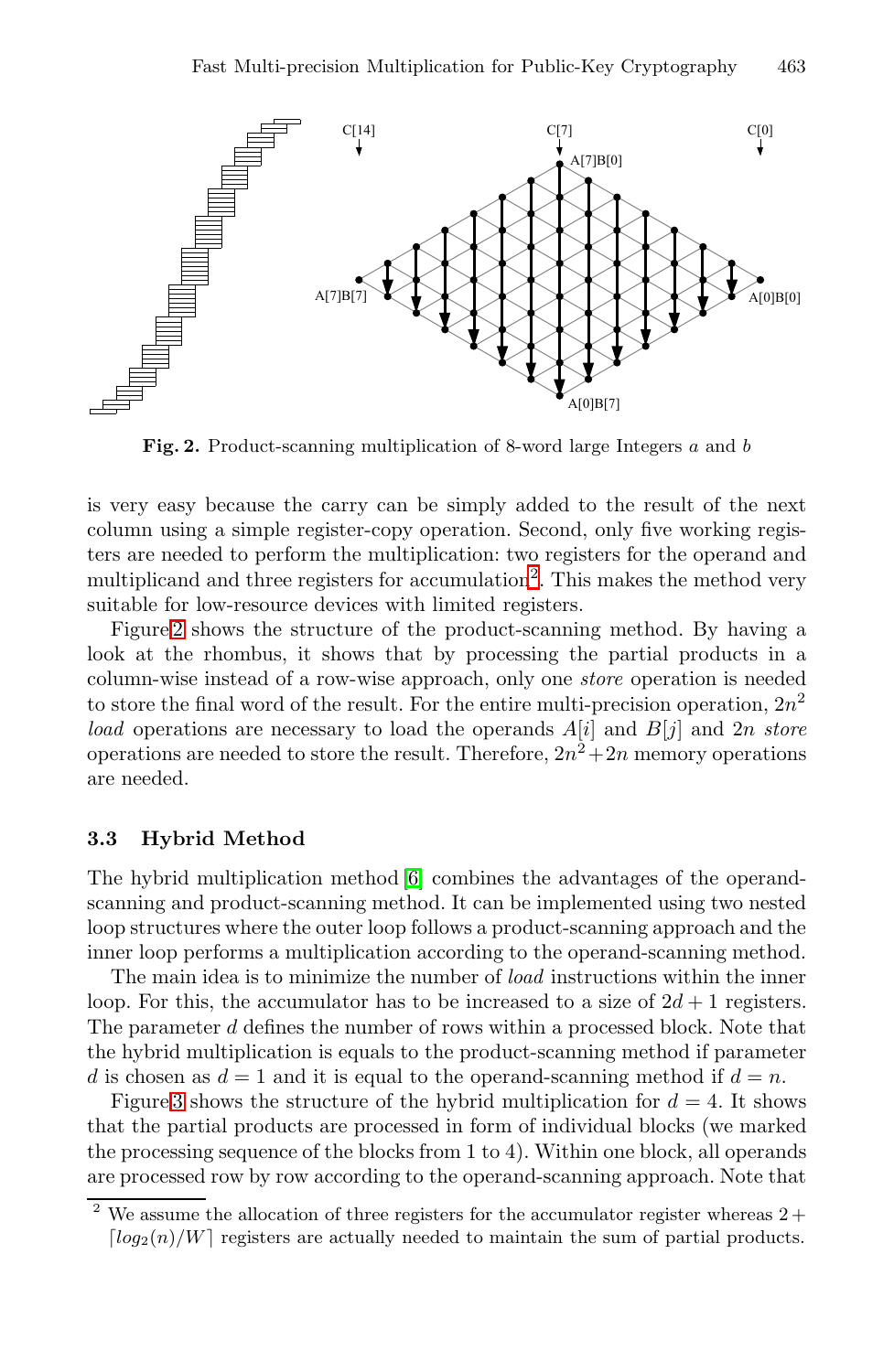C[14]  C[7]  C[0]

A[7]B[0]

A[7]B[7]  A[0]B[0]

A[0]B[7]

**Fig. 2.** Product-scanning multiplication of 8-word large Integers $a$ and $b$

is very easy because the carry can be simply added to the result of the next column using a simple register-copy operation. Second, only five working registers are needed to perform the multiplication: two registers for the operand and multiplicand and three registers for accumulation[2]. This makes the method very suitable for low-resource devices with limited registers.

Figure 2 shows the structure of the product-scanning method. By having a look at the rhombus, it shows that by processing the partial products in a column-wise instead of a row-wise approach, only one *store* operation is needed to store the final word of the result. For the entire multi-precision operation, $2n^2$ *load* operations are necessary to load the operands $A[i]$ and $B[j]$ and $2n$ *store* operations are needed to store the result. Therefore, $2n^2 + 2n$ memory operations are needed.

### 3.3 Hybrid Method

The hybrid multiplication method [6] combines the advantages of the operand-scanning and product-scanning method. It can be implemented using two nested loop structures where the outer loop follows a product-scanning approach and the inner loop performs a multiplication according to the operand-scanning method.

The main idea is to minimize the number of *load* instructions within the inner loop. For this, the accumulator has to be increased to a size of $2d + 1$ registers. The parameter $d$ defines the number of rows within a processed block. Note that the hybrid multiplication is equals to the product-scanning method if parameter $d$ is chosen as $d = 1$ and it is equal to the operand-scanning method if $d = n$.

Figure 3 shows the structure of the hybrid multiplication for $d = 4$. It shows that the partial products are processed in form of individual blocks (we marked the processing sequence of the blocks from 1 to 4). Within one block, all operands are processed row by row according to the operand-scanning approach. Note that

[2] We assume the allocation of three registers for the accumulator register whereas $2 + \lceil log_2(n)/W \rceil$ registers are actually needed to maintain the sum of partial products.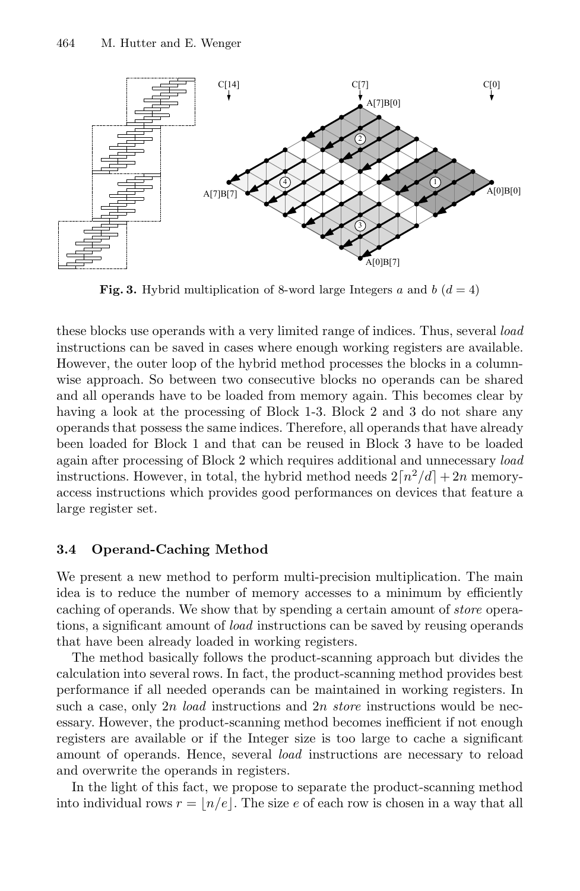**Fig. 3.** Hybrid multiplication of 8-word large Integers $a$ and $b$ ($d = 4$)

these blocks use operands with a very limited range of indices. Thus, several *load* instructions can be saved in cases where enough working registers are available. However, the outer loop of the hybrid method processes the blocks in a column-wise approach. So between two consecutive blocks no operands can be shared and all operands have to be loaded from memory again. This becomes clear by having a look at the processing of Block 1-3. Block 2 and 3 do not share any operands that possess the same indices. Therefore, all operands that have already been loaded for Block 1 and that can be reused in Block 3 have to be loaded again after processing of Block 2 which requires additional and unnecessary *load* instructions. However, in total, the hybrid method needs $2\lceil n^2/d \rceil + 2n$ memory-access instructions which provides good performances on devices that feature a large register set.

### 3.4 Operand-Caching Method

We present a new method to perform multi-precision multiplication. The main idea is to reduce the number of memory accesses to a minimum by efficiently caching of operands. We show that by spending a certain amount of *store* operations, a significant amount of *load* instructions can be saved by reusing operands that have been already loaded in working registers.

The method basically follows the product-scanning approach but divides the calculation into several rows. In fact, the product-scanning method provides best performance if all needed operands can be maintained in working registers. In such a case, only $2n$ *load* instructions and $2n$ *store* instructions would be necessary. However, the product-scanning method becomes inefficient if not enough registers are available or if the Integer size is too large to cache a significant amount of operands. Hence, several *load* instructions are necessary to reload and overwrite the operands in registers.

In the light of this fact, we propose to separate the product-scanning method into individual rows $r = \lfloor n/e \rfloor$. The size $e$ of each row is chosen in a way that all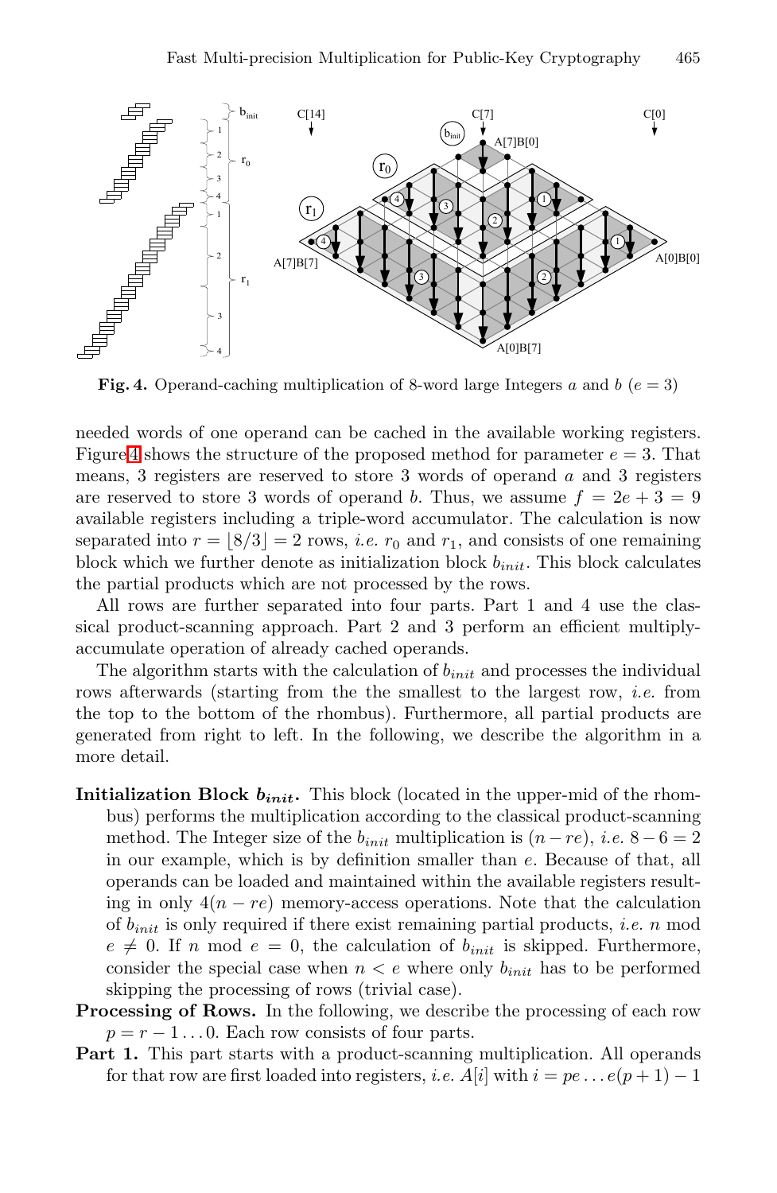**Fig. 4.** Operand-caching multiplication of 8-word large Integers $a$ and $b$ ($e = 3$)

needed words of one operand can be cached in the available working registers. Figure 4 shows the structure of the proposed method for parameter $e = 3$. That means, 3 registers are reserved to store 3 words of operand $a$ and 3 registers are reserved to store 3 words of operand $b$. Thus, we assume $f = 2e + 3 = 9$ available registers including a triple-word accumulator. The calculation is now separated into $r = \lfloor 8/3 \rfloor = 2$ rows, *i.e.* $r_0$ and $r_1$, and consists of one remaining block which we further denote as initialization block $b_{init}$. This block calculates the partial products which are not processed by the rows.

All rows are further separated into four parts. Part 1 and 4 use the classical product-scanning approach. Part 2 and 3 perform an efficient multiply-accumulate operation of already cached operands.

The algorithm starts with the calculation of $b_{init}$ and processes the individual rows afterwards (starting from the the smallest to the largest row, *i.e.* from the top to the bottom of the rhombus). Furthermore, all partial products are generated from right to left. In the following, we describe the algorithm in a more detail.

- **Initialization Block $b_{init}$.** This block (located in the upper-mid of the rhombus) performs the multiplication according to the classical product-scanning method. The Integer size of the $b_{init}$ multiplication is $(n - re)$, *i.e.* $8 - 6 = 2$ in our example, which is by definition smaller than $e$. Because of that, all operands can be loaded and maintained within the available registers resulting in only $4(n - re)$ memory-access operations. Note that the calculation of $b_{init}$ is only required if there exist remaining partial products, *i.e.* $n \bmod e \neq 0$. If $n \bmod e = 0$, the calculation of $b_{init}$ is skipped. Furthermore, consider the special case when $n < e$ where only $b_{init}$ has to be performed skipping the processing of rows (trivial case).
- **Processing of Rows.** In the following, we describe the processing of each row $p = r - 1 \ldots 0$. Each row consists of four parts.
- **Part 1.** This part starts with a product-scanning multiplication. All operands for that row are first loaded into registers, *i.e.* $A[i]$ with $i = pe \ldots e(p + 1) - 1$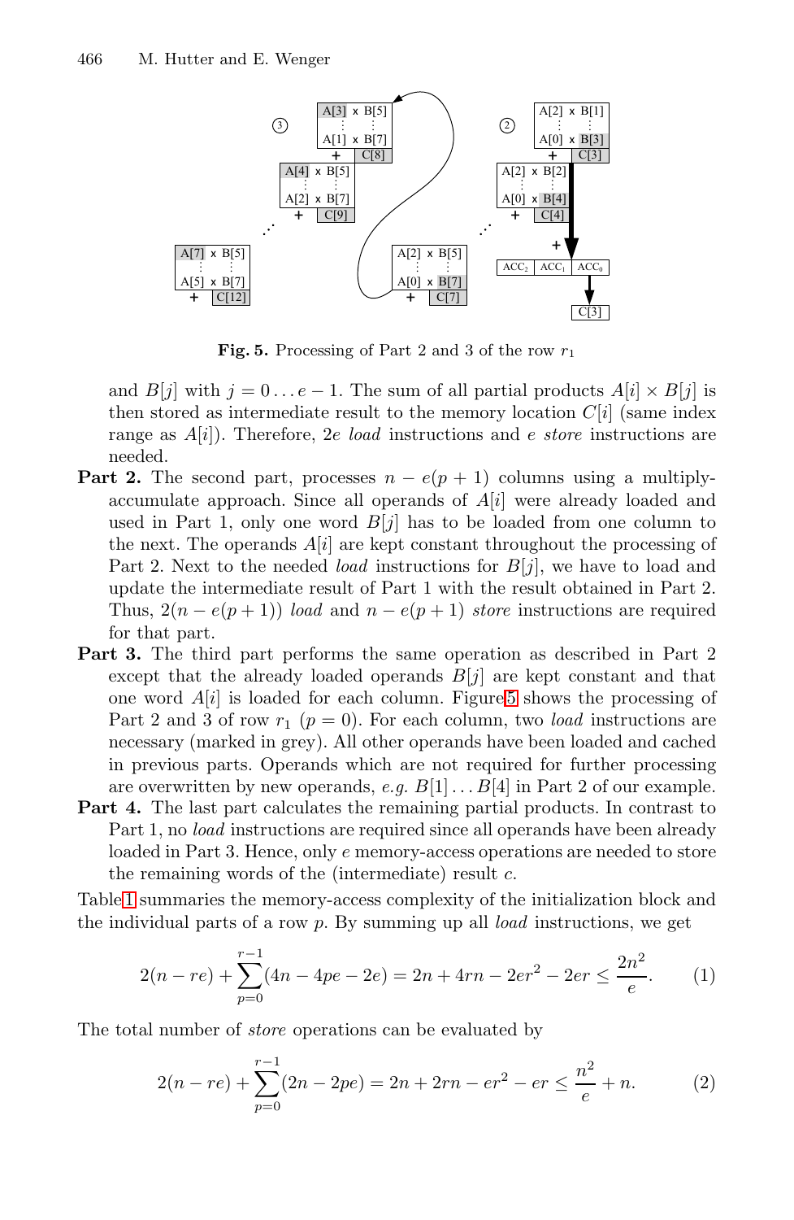**Fig. 5.** Processing of Part 2 and 3 of the row $r_1$

and $B[j]$ with $j = 0 \ldots e-1$. The sum of all partial products $A[i] \times B[j]$ is then stored as intermediate result to the memory location $C[i]$ (same index range as $A[i]$). Therefore, $2e$ *load* instructions and $e$ *store* instructions are needed.

**Part 2.** The second part, processes $n - e(p+1)$ columns using a multiply-accumulate approach. Since all operands of $A[i]$ were already loaded and used in Part 1, only one word $B[j]$ has to be loaded from one column to the next. The operands $A[i]$ are kept constant throughout the processing of Part 2. Next to the needed *load* instructions for $B[j]$, we have to load and update the intermediate result of Part 1 with the result obtained in Part 2. Thus, $2(n - e(p+1))$ *load* and $n - e(p+1)$ *store* instructions are required for that part.

**Part 3.** The third part performs the same operation as described in Part 2 except that the already loaded operands $B[j]$ are kept constant and that one word $A[i]$ is loaded for each column. Figure 5 shows the processing of Part 2 and 3 of row $r_1$ ($p = 0$). For each column, two *load* instructions are necessary (marked in grey). All other operands have been loaded and cached in previous parts. Operands which are not required for further processing are overwritten by new operands, *e.g.* $B[1] \ldots B[4]$ in Part 2 of our example.

**Part 4.** The last part calculates the remaining partial products. In contrast to Part 1, no *load* instructions are required since all operands have been already loaded in Part 3. Hence, only $e$ memory-access operations are needed to store the remaining words of the (intermediate) result $c$.

Table 1 summaries the memory-access complexity of the initialization block and the individual parts of a row $p$. By summing up all *load* instructions, we get

$$2(n - re) + \sum_{p=0}^{r-1}(4n - 4pe - 2e) = 2n + 4rn - 2er^2 - 2er \leq \frac{2n^2}{e}. \tag{1}$$

The total number of *store* operations can be evaluated by

$$2(n - re) + \sum_{p=0}^{r-1}(2n - 2pe) = 2n + 2rn - er^2 - er \leq \frac{n^2}{e} + n. \tag{2}$$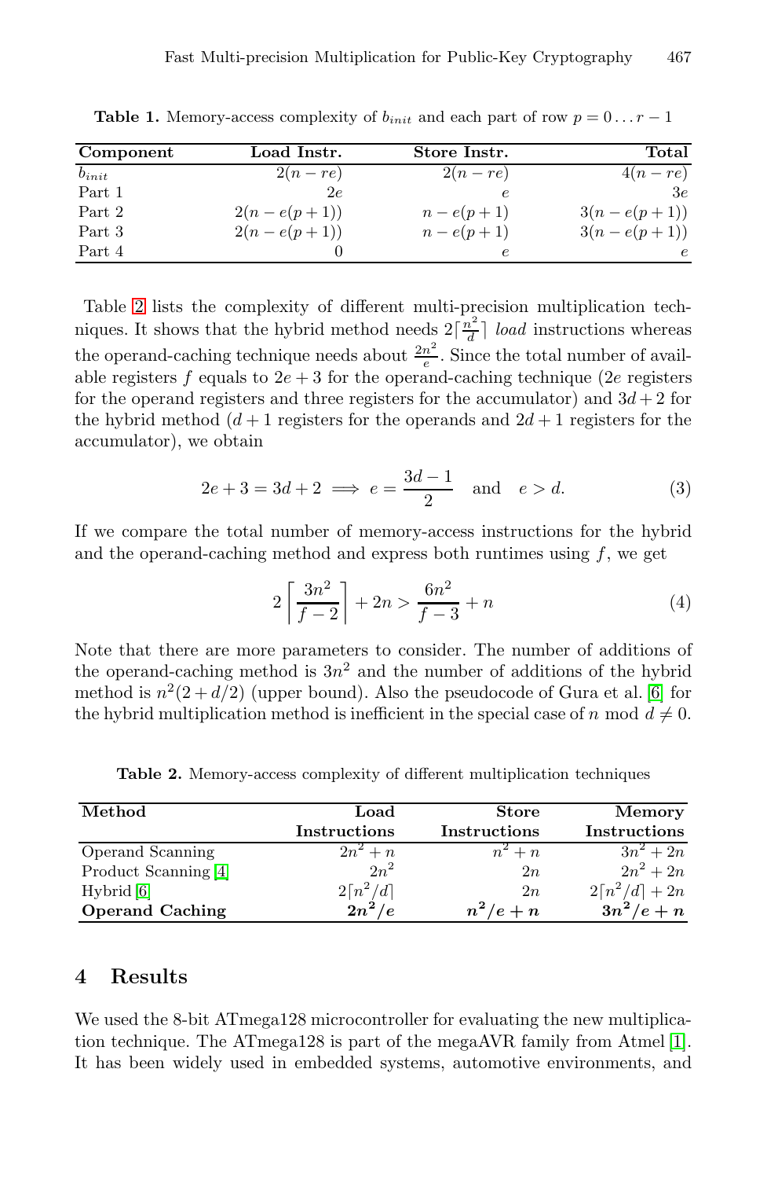**Table 1.** Memory-access complexity of $b_{init}$ and each part of row $p = 0 \ldots r-1$

| Component | Load Instr. | Store Instr. | Total |
|---|---|---|---|
| $b_{init}$ | $2(n-re)$ | $2(n-re)$ | $4(n-re)$ |
| Part 1 | $2e$ | $e$ | $3e$ |
| Part 2 | $2(n-e(p+1))$ | $n-e(p+1)$ | $3(n-e(p+1))$ |
| Part 3 | $2(n-e(p+1))$ | $n-e(p+1)$ | $3(n-e(p+1))$ |
| Part 4 | $0$ | $e$ | $e$ |

Table 2 lists the complexity of different multi-precision multiplication techniques. It shows that the hybrid method needs $2\lceil \frac{n^2}{d} \rceil$ *load* instructions whereas the operand-caching technique needs about $\frac{2n^2}{e}$. Since the total number of available registers $f$ equals to $2e+3$ for the operand-caching technique ($2e$ registers for the operand registers and three registers for the accumulator) and $3d+2$ for the hybrid method ($d+1$ registers for the operands and $2d+1$ registers for the accumulator), we obtain

$$2e + 3 = 3d + 2 \implies e = \frac{3d-1}{2} \quad \text{and} \quad e > d. \tag{3}$$

If we compare the total number of memory-access instructions for the hybrid and the operand-caching method and express both runtimes using $f$, we get

$$2\left\lceil \frac{3n^2}{f-2} \right\rceil + 2n > \frac{6n^2}{f-3} + n \tag{4}$$

Note that there are more parameters to consider. The number of additions of the operand-caching method is $3n^2$ and the number of additions of the hybrid method is $n^2(2 + d/2)$ (upper bound). Also the pseudocode of Gura et al. [6] for the hybrid multiplication method is inefficient in the special case of $n \bmod d \neq 0$.

**Table 2.** Memory-access complexity of different multiplication techniques

| Method | Load Instructions | Store Instructions | Memory Instructions |
|---|---|---|---|
| Operand Scanning | $2n^2 + n$ | $n^2 + n$ | $3n^2 + 2n$ |
| Product Scanning [4] | $2n^2$ | $2n$ | $2n^2 + 2n$ |
| Hybrid [6] | $2\lceil n^2/d \rceil$ | $2n$ | $2\lceil n^2/d \rceil + 2n$ |
| **Operand Caching** | $\boldsymbol{2n^2/e}$ | $\boldsymbol{n^2/e + n}$ | $\boldsymbol{3n^2/e + n}$ |

## 4 Results

We used the 8-bit ATmega128 microcontroller for evaluating the new multiplication technique. The ATmega128 is part of the megaAVR family from Atmel [1]. It has been widely used in embedded systems, automotive environments, and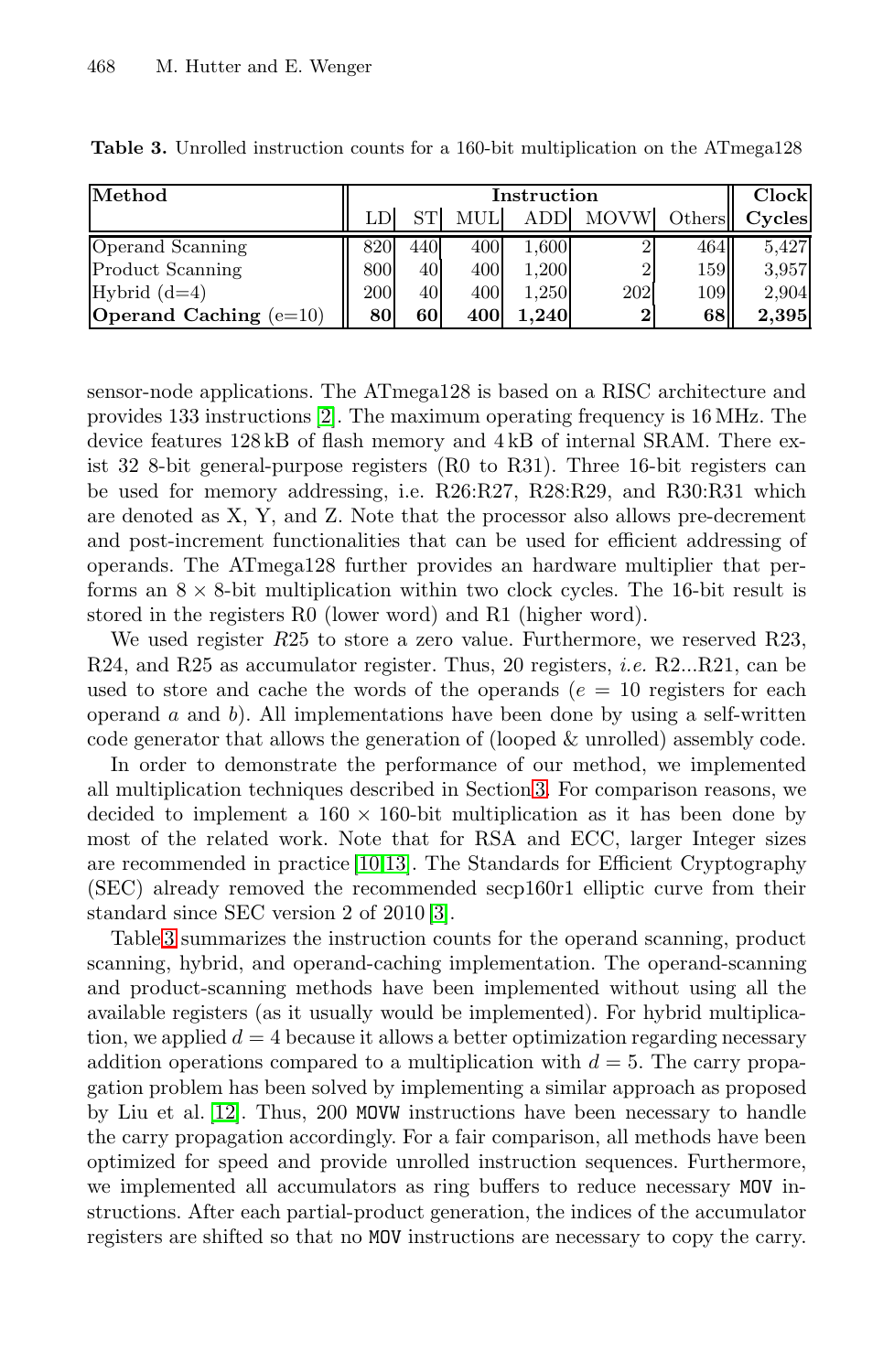**Table 3.** Unrolled instruction counts for a 160-bit multiplication on the ATmega128

| Method | Instruction | | | | | | Clock |
|---|---|---|---|---|---|---|---|
| | LD | ST | MUL | ADD | MOVW | Others | Cycles |
| Operand Scanning | 820 | 440 | 400 | 1,600 | 2 | 464 | 5,427 |
| Product Scanning | 800 | 40 | 400 | 1,200 | 2 | 159 | 3,957 |
| Hybrid (d=4) | 200 | 40 | 400 | 1,250 | 202 | 109 | 2,904 |
| **Operand Caching** (e=10) | **80** | **60** | **400** | **1,240** | **2** | **68** | **2,395** |

sensor-node applications. The ATmega128 is based on a RISC architecture and provides 133 instructions [2]. The maximum operating frequency is 16 MHz. The device features 128 kB of flash memory and 4 kB of internal SRAM. There exist 32 8-bit general-purpose registers (R0 to R31). Three 16-bit registers can be used for memory addressing, i.e. R26:R27, R28:R29, and R30:R31 which are denoted as X, Y, and Z. Note that the processor also allows pre-decrement and post-increment functionalities that can be used for efficient addressing of operands. The ATmega128 further provides an hardware multiplier that performs an $8 \times 8$-bit multiplication within two clock cycles. The 16-bit result is stored in the registers R0 (lower word) and R1 (higher word).

We used register $R25$ to store a zero value. Furthermore, we reserved R23, R24, and R25 as accumulator register. Thus, 20 registers, *i.e.* R2...R21, can be used to store and cache the words of the operands ($e = 10$ registers for each operand $a$ and $b$). All implementations have been done by using a self-written code generator that allows the generation of (looped & unrolled) assembly code.

In order to demonstrate the performance of our method, we implemented all multiplication techniques described in Section 3. For comparison reasons, we decided to implement a $160 \times 160$-bit multiplication as it has been done by most of the related work. Note that for RSA and ECC, larger Integer sizes are recommended in practice [10,13]. The Standards for Efficient Cryptography (SEC) already removed the recommended secp160r1 elliptic curve from their standard since SEC version 2 of 2010 [3].

Table 3 summarizes the instruction counts for the operand scanning, product scanning, hybrid, and operand-caching implementation. The operand-scanning and product-scanning methods have been implemented without using all the available registers (as it usually would be implemented). For hybrid multiplication, we applied $d = 4$ because it allows a better optimization regarding necessary addition operations compared to a multiplication with $d = 5$. The carry propagation problem has been solved by implementing a similar approach as proposed by Liu et al. [12]. Thus, 200 `MOVW` instructions have been necessary to handle the carry propagation accordingly. For a fair comparison, all methods have been optimized for speed and provide unrolled instruction sequences. Furthermore, we implemented all accumulators as ring buffers to reduce necessary `MOV` instructions. After each partial-product generation, the indices of the accumulator registers are shifted so that no `MOV` instructions are necessary to copy the carry.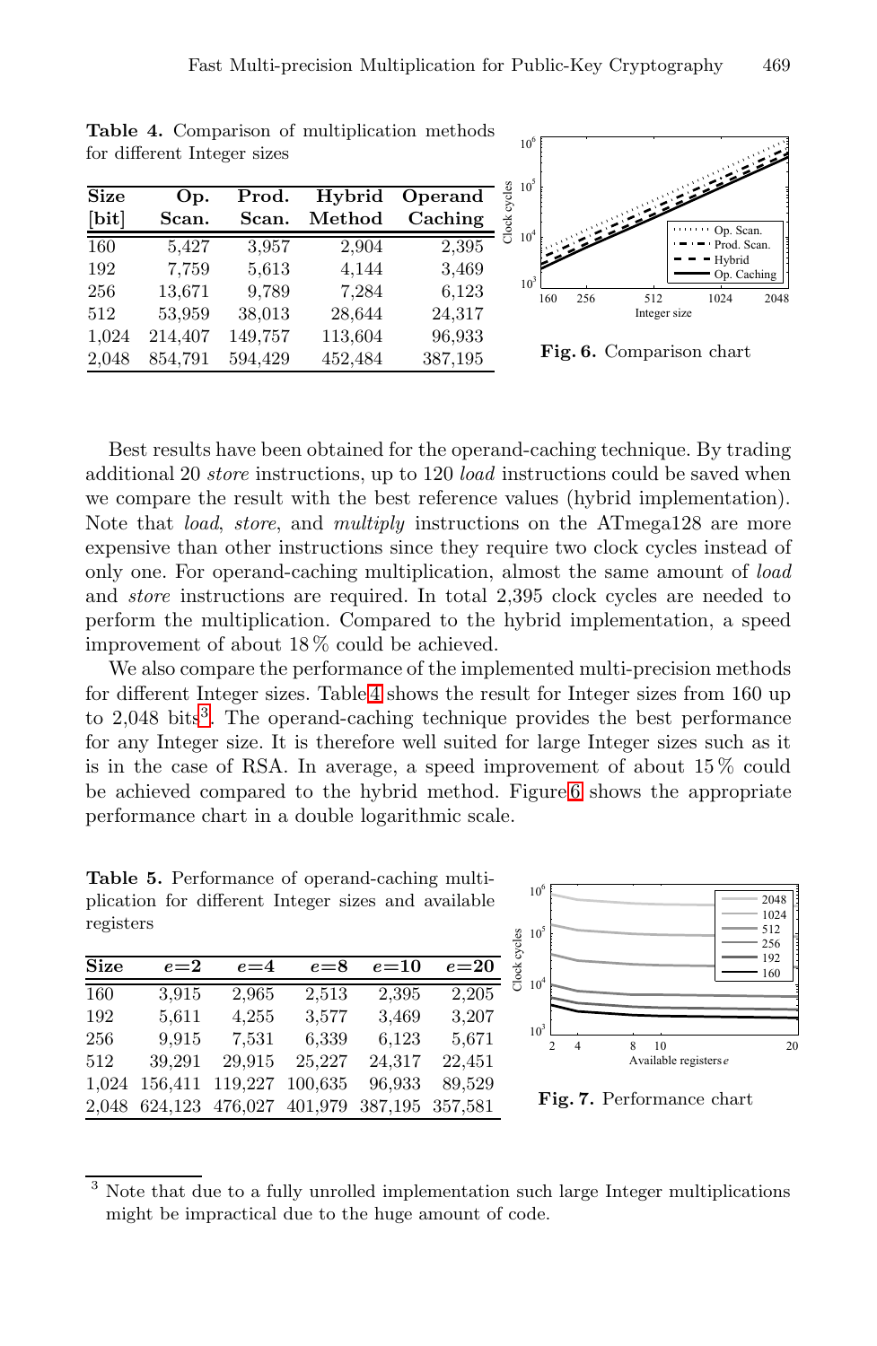**Table 4.** Comparison of multiplication methods for different Integer sizes

| Size [bit] | Op. Scan. | Prod. Scan. | Hybrid Method | Operand Caching |
|---|---|---|---|---|
| 160 | 5,427 | 3,957 | 2,904 | 2,395 |
| 192 | 7,759 | 5,613 | 4,144 | 3,469 |
| 256 | 13,671 | 9,789 | 7,284 | 6,123 |
| 512 | 53,959 | 38,013 | 28,644 | 24,317 |
| 1,024 | 214,407 | 149,757 | 113,604 | 96,933 |
| 2,048 | 854,791 | 594,429 | 452,484 | 387,195 |

**Fig. 6.** Comparison chart

Best results have been obtained for the operand-caching technique. By trading additional 20 *store* instructions, up to 120 *load* instructions could be saved when we compare the result with the best reference values (hybrid implementation). Note that *load*, *store*, and *multiply* instructions on the ATmega128 are more expensive than other instructions since they require two clock cycles instead of only one. For operand-caching multiplication, almost the same amount of *load* and *store* instructions are required. In total 2,395 clock cycles are needed to perform the multiplication. Compared to the hybrid implementation, a speed improvement of about 18 % could be achieved.

We also compare the performance of the implemented multi-precision methods for different Integer sizes. Table 4 shows the result for Integer sizes from 160 up to 2,048 bits[3]. The operand-caching technique provides the best performance for any Integer size. It is therefore well suited for large Integer sizes such as it is in the case of RSA. In average, a speed improvement of about 15 % could be achieved compared to the hybrid method. Figure 6 shows the appropriate performance chart in a double logarithmic scale.

**Table 5.** Performance of operand-caching multiplication for different Integer sizes and available registers

| Size | $e$=2 | $e$=4 | $e$=8 | $e$=10 | $e$=20 |
|---|---|---|---|---|---|
| 160 | 3,915 | 2,965 | 2,513 | 2,395 | 2,205 |
| 192 | 5,611 | 4,255 | 3,577 | 3,469 | 3,207 |
| 256 | 9,915 | 7,531 | 6,339 | 6,123 | 5,671 |
| 512 | 39,291 | 29,915 | 25,227 | 24,317 | 22,451 |
| 1,024 | 156,411 | 119,227 | 100,635 | 96,933 | 89,529 |
| 2,048 | 624,123 | 476,027 | 401,979 | 387,195 | 357,581 |

**Fig. 7.** Performance chart

[3] Note that due to a fully unrolled implementation such large Integer multiplications might be impractical due to the huge amount of code.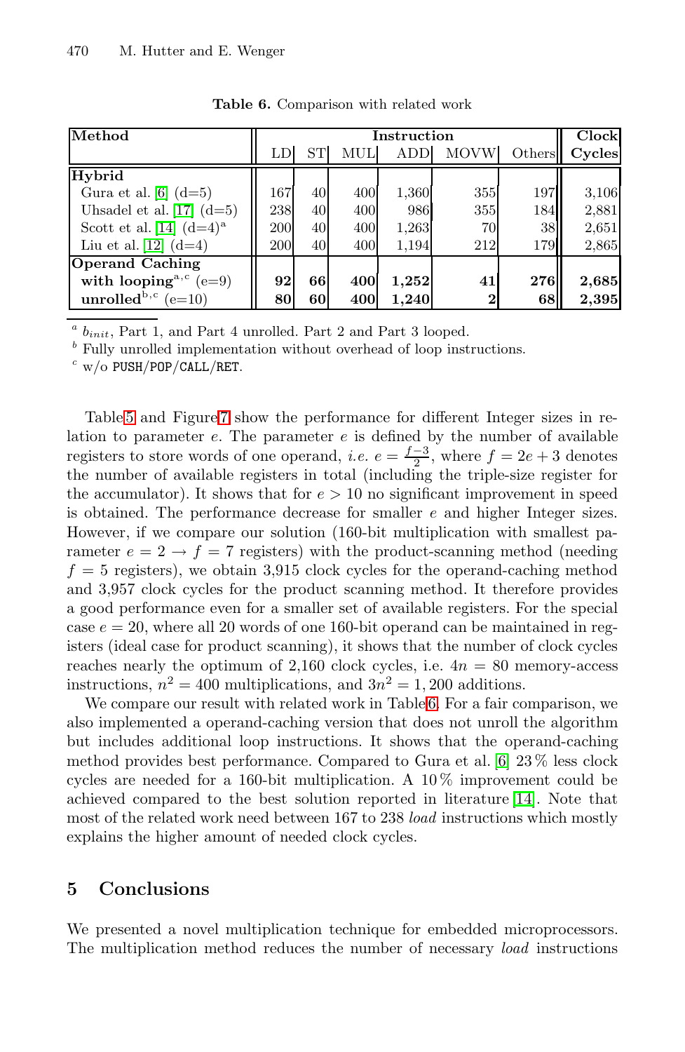**Table 6.** Comparison with related work

| Method | Instruction | | | | | | Clock |
|---|---|---|---|---|---|---|---|
| | LD | ST | MUL | ADD | MOVW | Others | Cycles |
| **Hybrid** | | | | | | | |
| Gura et al. [6] (d=5) | 167 | 40 | 400 | 1,360 | 355 | 197 | 3,106 |
| Uhsadel et al. [17] (d=5) | 238 | 40 | 400 | 986 | 355 | 184 | 2,881 |
| Scott et al. [14] (d=4)[a] | 200 | 40 | 400 | 1,263 | 70 | 38 | 2,651 |
| Liu et al. [12] (d=4) | 200 | 40 | 400 | 1,194 | 212 | 179 | 2,865 |
| **Operand Caching** | | | | | | | |
| **with looping**[a,c] (e=9) | **92** | **66** | **400** | **1,252** | **41** | **276** | **2,685** |
| **unrolled**[b,c] (e=10) | **80** | **60** | **400** | **1,240** | **2** | **68** | **2,395** |

[a] $b_{init}$, Part 1, and Part 4 unrolled. Part 2 and Part 3 looped.
[b] Fully unrolled implementation without overhead of loop instructions.
[c] w/o PUSH/POP/CALL/RET.

Table 5 and Figure 7 show the performance for different Integer sizes in relation to parameter $e$. The parameter $e$ is defined by the number of available registers to store words of one operand, *i.e.* $e = \frac{f-3}{2}$, where $f = 2e + 3$ denotes the number of available registers in total (including the triple-size register for the accumulator). It shows that for $e > 10$ no significant improvement in speed is obtained. The performance decrease for smaller $e$ and higher Integer sizes. However, if we compare our solution (160-bit multiplication with smallest parameter $e = 2 \rightarrow f = 7$ registers) with the product-scanning method (needing $f = 5$ registers), we obtain 3,915 clock cycles for the operand-caching method and 3,957 clock cycles for the product scanning method. It therefore provides a good performance even for a smaller set of available registers. For the special case $e = 20$, where all 20 words of one 160-bit operand can be maintained in registers (ideal case for product scanning), it shows that the number of clock cycles reaches nearly the optimum of 2,160 clock cycles, i.e. $4n = 80$ memory-access instructions, $n^2 = 400$ multiplications, and $3n^2 = 1,200$ additions.

We compare our result with related work in Table 6. For a fair comparison, we also implemented a operand-caching version that does not unroll the algorithm but includes additional loop instructions. It shows that the operand-caching method provides best performance. Compared to Gura et al. [6] 23 % less clock cycles are needed for a 160-bit multiplication. A 10 % improvement could be achieved compared to the best solution reported in literature [14]. Note that most of the related work need between 167 to 238 *load* instructions which mostly explains the higher amount of needed clock cycles.

## 5 Conclusions

We presented a novel multiplication technique for embedded microprocessors. The multiplication method reduces the number of necessary *load* instructions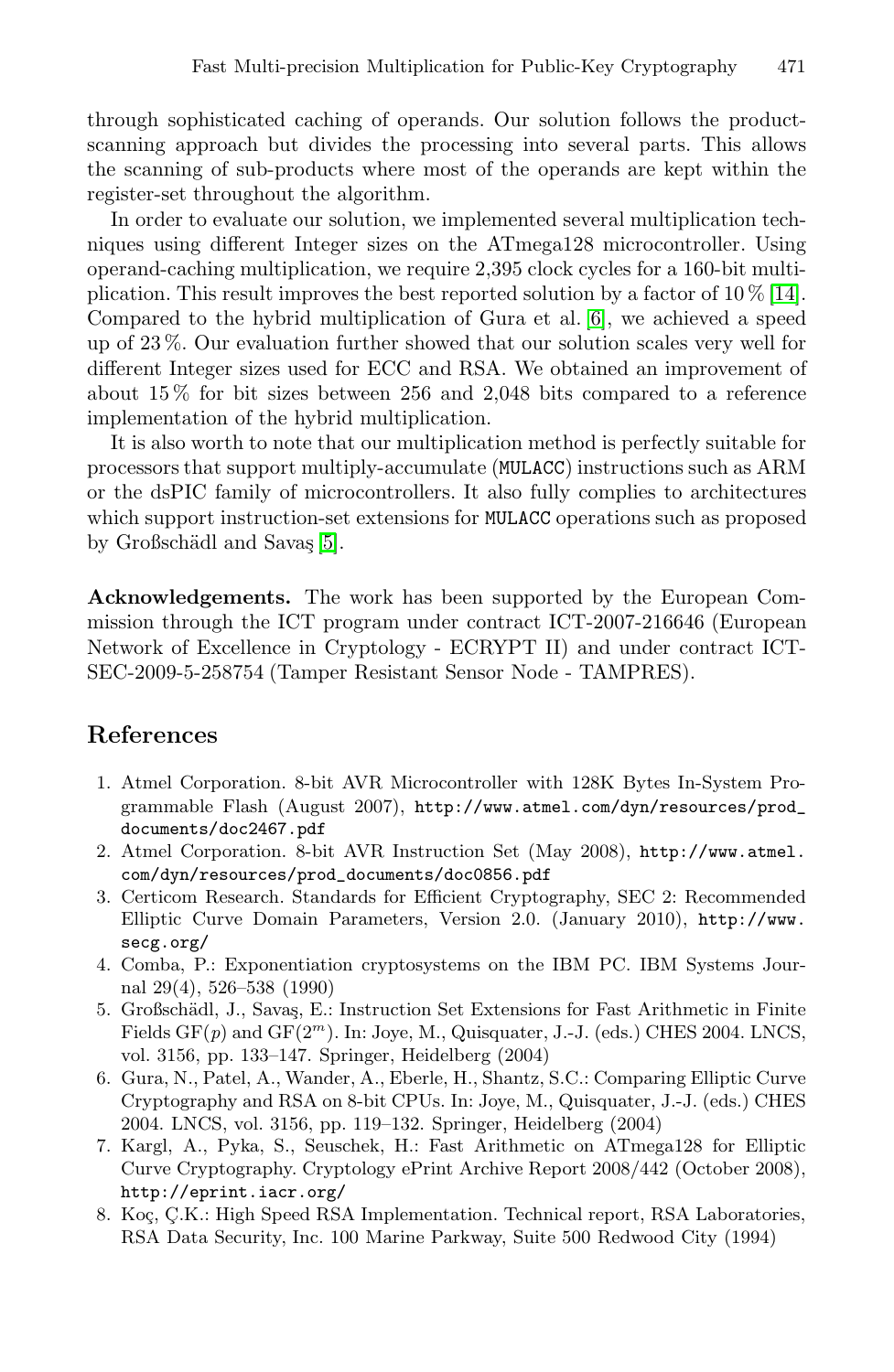through sophisticated caching of operands. Our solution follows the product-scanning approach but divides the processing into several parts. This allows the scanning of sub-products where most of the operands are kept within the register-set throughout the algorithm.

In order to evaluate our solution, we implemented several multiplication techniques using different Integer sizes on the ATmega128 microcontroller. Using operand-caching multiplication, we require 2,395 clock cycles for a 160-bit multiplication. This result improves the best reported solution by a factor of 10 % [14]. Compared to the hybrid multiplication of Gura et al. [6], we achieved a speed up of 23 %. Our evaluation further showed that our solution scales very well for different Integer sizes used for ECC and RSA. We obtained an improvement of about 15 % for bit sizes between 256 and 2,048 bits compared to a reference implementation of the hybrid multiplication.

It is also worth to note that our multiplication method is perfectly suitable for processors that support multiply-accumulate (`MULACC`) instructions such as ARM or the dsPIC family of microcontrollers. It also fully complies to architectures which support instruction-set extensions for `MULACC` operations such as proposed by Großschädl and Savaş [5].

**Acknowledgements.** The work has been supported by the European Commission through the ICT program under contract ICT-2007-216646 (European Network of Excellence in Cryptology - ECRYPT II) and under contract ICT-SEC-2009-5-258754 (Tamper Resistant Sensor Node - TAMPRES).

## References

1. Atmel Corporation. 8-bit AVR Microcontroller with 128K Bytes In-System Programmable Flash (August 2007), `http://www.atmel.com/dyn/resources/prod_documents/doc2467.pdf`
2. Atmel Corporation. 8-bit AVR Instruction Set (May 2008), `http://www.atmel.com/dyn/resources/prod_documents/doc0856.pdf`
3. Certicom Research. Standards for Efficient Cryptography, SEC 2: Recommended Elliptic Curve Domain Parameters, Version 2.0. (January 2010), `http://www.secg.org/`
4. Comba, P.: Exponentiation cryptosystems on the IBM PC. IBM Systems Journal 29(4), 526–538 (1990)
5. Großschädl, J., Savaş, E.: Instruction Set Extensions for Fast Arithmetic in Finite Fields GF($p$) and GF($2^m$). In: Joye, M., Quisquater, J.-J. (eds.) CHES 2004. LNCS, vol. 3156, pp. 133–147. Springer, Heidelberg (2004)
6. Gura, N., Patel, A., Wander, A., Eberle, H., Shantz, S.C.: Comparing Elliptic Curve Cryptography and RSA on 8-bit CPUs. In: Joye, M., Quisquater, J.-J. (eds.) CHES 2004. LNCS, vol. 3156, pp. 119–132. Springer, Heidelberg (2004)
7. Kargl, A., Pyka, S., Seuschek, H.: Fast Arithmetic on ATmega128 for Elliptic Curve Cryptography. Cryptology ePrint Archive Report 2008/442 (October 2008), `http://eprint.iacr.org/`
8. Koç, Ç.K.: High Speed RSA Implementation. Technical report, RSA Laboratories, RSA Data Security, Inc. 100 Marine Parkway, Suite 500 Redwood City (1994)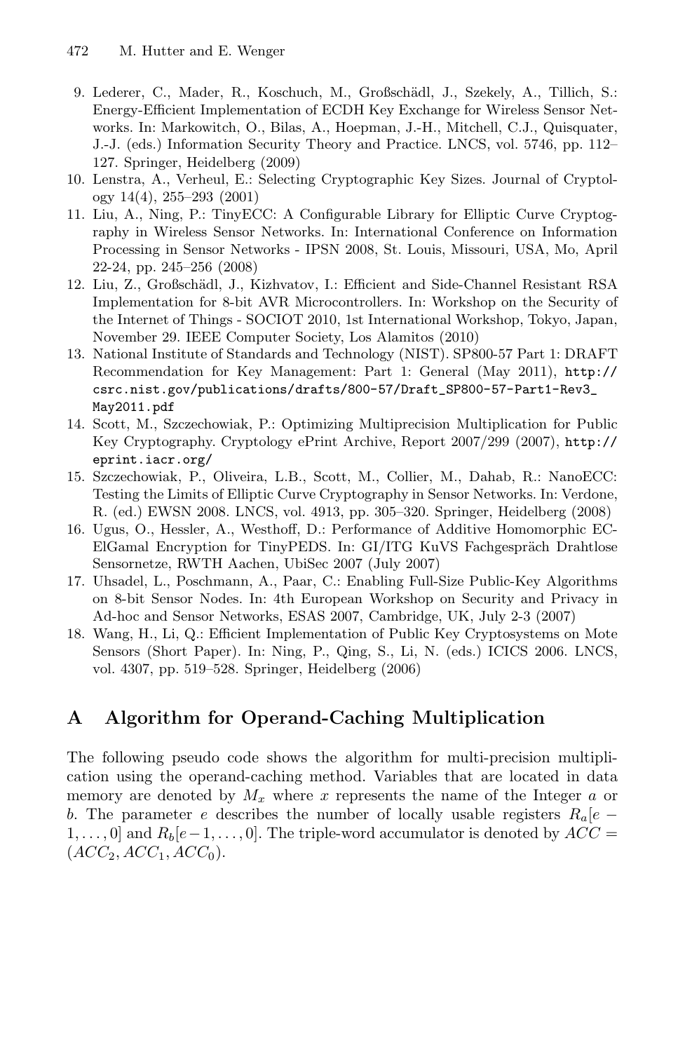9. Lederer, C., Mader, R., Koschuch, M., Großschädl, J., Szekely, A., Tillich, S.: Energy-Efficient Implementation of ECDH Key Exchange for Wireless Sensor Networks. In: Markowitch, O., Bilas, A., Hoepman, J.-H., Mitchell, C.J., Quisquater, J.-J. (eds.) Information Security Theory and Practice. LNCS, vol. 5746, pp. 112–127. Springer, Heidelberg (2009)
10. Lenstra, A., Verheul, E.: Selecting Cryptographic Key Sizes. Journal of Cryptology 14(4), 255–293 (2001)
11. Liu, A., Ning, P.: TinyECC: A Configurable Library for Elliptic Curve Cryptography in Wireless Sensor Networks. In: International Conference on Information Processing in Sensor Networks - IPSN 2008, St. Louis, Missouri, USA, Mo, April 22-24, pp. 245–256 (2008)
12. Liu, Z., Großschädl, J., Kizhvatov, I.: Efficient and Side-Channel Resistant RSA Implementation for 8-bit AVR Microcontrollers. In: Workshop on the Security of the Internet of Things - SOCIOT 2010, 1st International Workshop, Tokyo, Japan, November 29. IEEE Computer Society, Los Alamitos (2010)
13. National Institute of Standards and Technology (NIST). SP800-57 Part 1: DRAFT Recommendation for Key Management: Part 1: General (May 2011), http://csrc.nist.gov/publications/drafts/800-57/Draft_SP800-57-Part1-Rev3_May2011.pdf
14. Scott, M., Szczechowiak, P.: Optimizing Multiprecision Multiplication for Public Key Cryptography. Cryptology ePrint Archive, Report 2007/299 (2007), http://eprint.iacr.org/
15. Szczechowiak, P., Oliveira, L.B., Scott, M., Collier, M., Dahab, R.: NanoECC: Testing the Limits of Elliptic Curve Cryptography in Sensor Networks. In: Verdone, R. (ed.) EWSN 2008. LNCS, vol. 4913, pp. 305–320. Springer, Heidelberg (2008)
16. Ugus, O., Hessler, A., Westhoff, D.: Performance of Additive Homomorphic EC-ElGamal Encryption for TinyPEDS. In: GI/ITG KuVS Fachgespräch Drahtlose Sensornetze, RWTH Aachen, UbiSec 2007 (July 2007)
17. Uhsadel, L., Poschmann, A., Paar, C.: Enabling Full-Size Public-Key Algorithms on 8-bit Sensor Nodes. In: 4th European Workshop on Security and Privacy in Ad-hoc and Sensor Networks, ESAS 2007, Cambridge, UK, July 2-3 (2007)
18. Wang, H., Li, Q.: Efficient Implementation of Public Key Cryptosystems on Mote Sensors (Short Paper). In: Ning, P., Qing, S., Li, N. (eds.) ICICS 2006. LNCS, vol. 4307, pp. 519–528. Springer, Heidelberg (2006)

## A Algorithm for Operand-Caching Multiplication

The following pseudo code shows the algorithm for multi-precision multiplication using the operand-caching method. Variables that are located in data memory are denoted by $M_x$ where $x$ represents the name of the Integer $a$ or $b$. The parameter $e$ describes the number of locally usable registers $R_a[e-1,\ldots,0]$ and $R_b[e-1,\ldots,0]$. The triple-word accumulator is denoted by $ACC = (ACC_2, ACC_1, ACC_0)$.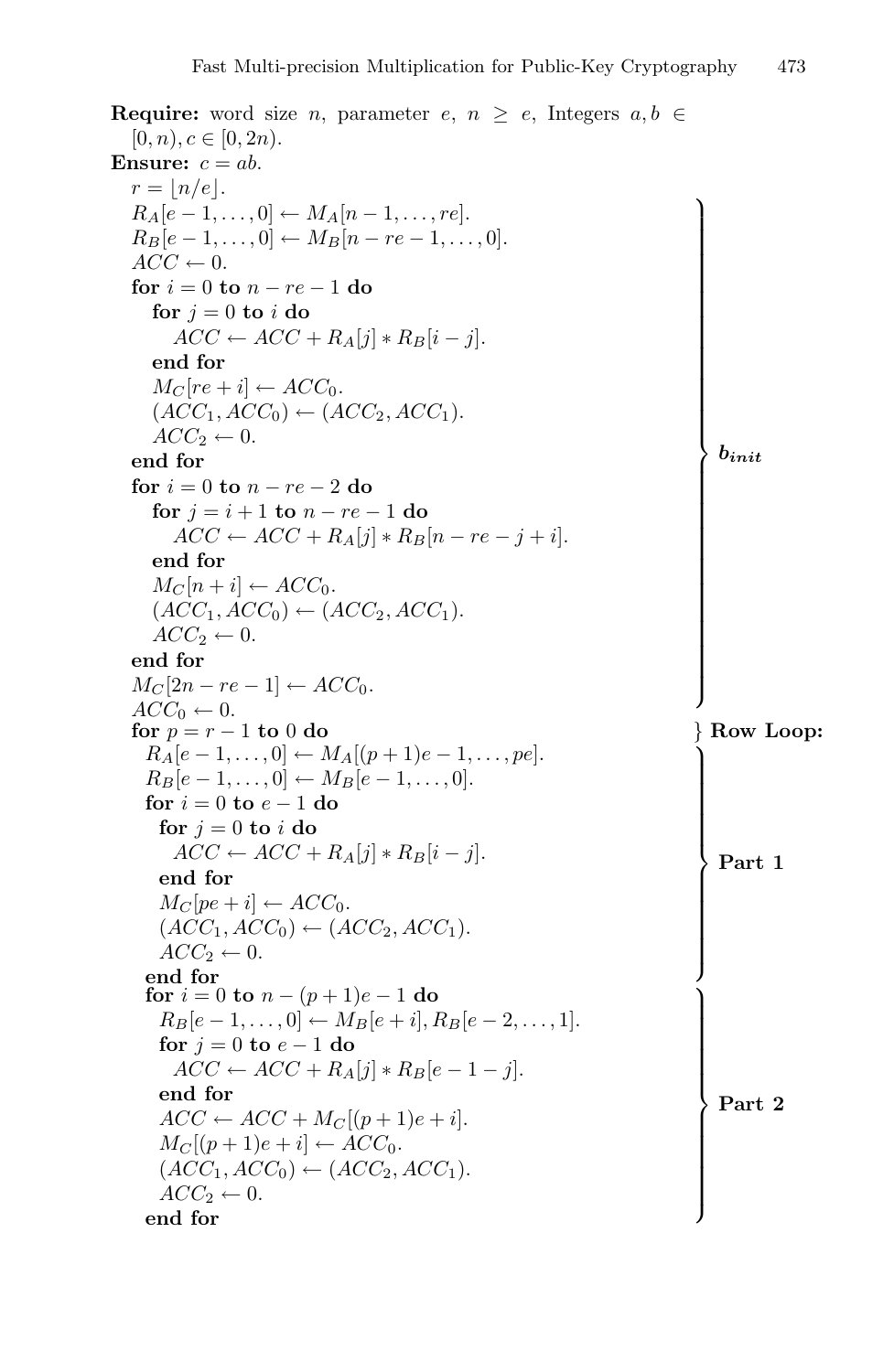**Require:** word size $n$, parameter $e$, $n \geq e$, Integers $a, b \in [0, n), c \in [0, 2n)$.
**Ensure:** $c = ab$.

```
r = ⌊n/e⌋.                                                    ⎫
R_A[e − 1, ..., 0] ← M_A[n − 1, ..., re].                     ⎪
R_B[e − 1, ..., 0] ← M_B[n − re − 1, ..., 0].                 ⎪
ACC ← 0.                                                      ⎪
for i = 0 to n − re − 1 do                                    ⎪
  for j = 0 to i do                                           ⎪
    ACC ← ACC + R_A[j] * R_B[i − j].                          ⎪
  end for                                                     ⎪
  M_C[re + i] ← ACC_0.                                        ⎪
  (ACC_1, ACC_0) ← (ACC_2, ACC_1).                            ⎪
  ACC_2 ← 0.                                                  ⎬ b_init
end for                                                       ⎪
for i = 0 to n − re − 2 do                                    ⎪
  for j = i + 1 to n − re − 1 do                              ⎪
    ACC ← ACC + R_A[j] * R_B[n − re − j + i].                 ⎪
  end for                                                     ⎪
  M_C[n + i] ← ACC_0.                                         ⎪
  (ACC_1, ACC_0) ← (ACC_2, ACC_1).                            ⎪
  ACC_2 ← 0.                                                  ⎪
end for                                                       ⎪
M_C[2n − re − 1] ← ACC_0.                                     ⎪
ACC_0 ← 0.                                                    ⎭
for p = r − 1 to 0 do                                         } Row Loop:
  R_A[e − 1, ..., 0] ← M_A[(p + 1)e − 1, ..., pe].            ⎫
  R_B[e − 1, ..., 0] ← M_B[e − 1, ..., 0].                    ⎪
  for i = 0 to e − 1 do                                       ⎪
    for j = 0 to i do                                         ⎪
      ACC ← ACC + R_A[j] * R_B[i − j].                        ⎪
    end for                                                   ⎬ Part 1
    M_C[pe + i] ← ACC_0.                                      ⎪
    (ACC_1, ACC_0) ← (ACC_2, ACC_1).                          ⎪
    ACC_2 ← 0.                                                ⎪
  end for                                                     ⎭
  for i = 0 to n − (p + 1)e − 1 do                            ⎫
    R_B[e − 1, ..., 0] ← M_B[e + i], R_B[e − 2, ..., 1].      ⎪
    for j = 0 to e − 1 do                                     ⎪
      ACC ← ACC + R_A[j] * R_B[e − 1 − j].                    ⎪
    end for                                                   ⎪
    ACC ← ACC + M_C[(p + 1)e + i].                            ⎬ Part 2
    M_C[(p + 1)e + i] ← ACC_0.                                ⎪
    (ACC_1, ACC_0) ← (ACC_2, ACC_1).                          ⎪
    ACC_2 ← 0.                                                ⎪
  end for                                                     ⎭
```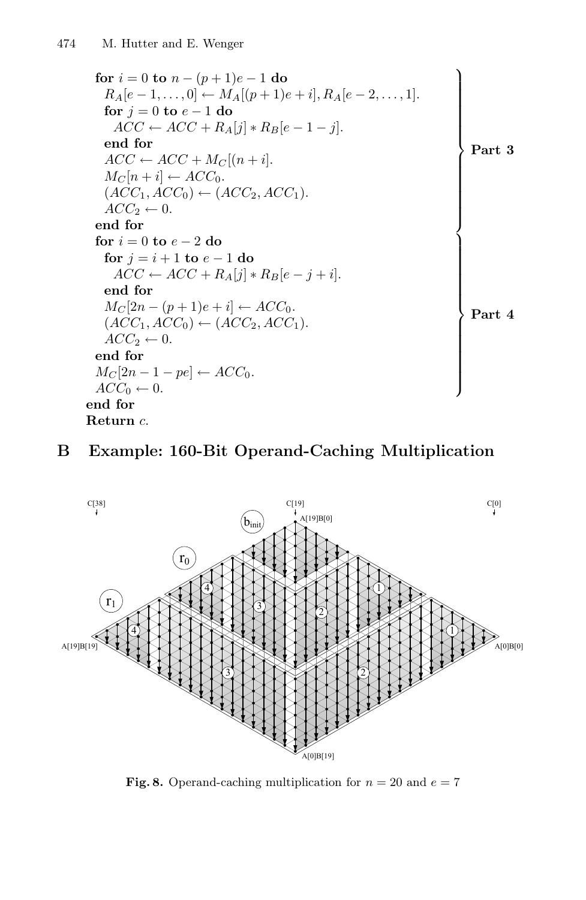```
    for i = 0 to n − (p + 1)e − 1 do                                  ⎫
      R_A[e − 1, . . . , 0] ← M_A[(p + 1)e + i], R_A[e − 2, . . . , 1]. ⎪
      for j = 0 to e − 1 do                                            ⎪
        ACC ← ACC + R_A[j] ∗ R_B[e − 1 − j].                           ⎪
      end for                                                          ⎬ Part 3
      ACC ← ACC + M_C[(n + i].                                         ⎪
      M_C[n + i] ← ACC_0.                                              ⎪
      (ACC_1, ACC_0) ← (ACC_2, ACC_1).                                 ⎪
      ACC_2 ← 0.                                                       ⎪
    end for                                                            ⎭
    for i = 0 to e − 2 do                                              ⎫
      for j = i + 1 to e − 1 do                                        ⎪
        ACC ← ACC + R_A[j] ∗ R_B[e − j + i].                           ⎪
      end for                                                          ⎪
      M_C[2n − (p + 1)e + i] ← ACC_0.                                  ⎪
      (ACC_1, ACC_0) ← (ACC_2, ACC_1).                                 ⎬ Part 4
      ACC_2 ← 0.                                                       ⎪
    end for                                                            ⎪
    M_C[2n − 1 − pe] ← ACC_0.                                          ⎪
    ACC_0 ← 0.                                                         ⎪
  end for                                                              ⎭
  Return c.
```

## B Example: 160-Bit Operand-Caching Multiplication

C[38]
C[19]
C[0]
A[19]B[0]
b_init
r_0
r_1
1
2
3
4
A[19]B[19]
A[0]B[0]
A[0]B[19]

**Fig. 8.** Operand-caching multiplication for $n = 20$ and $e = 7$